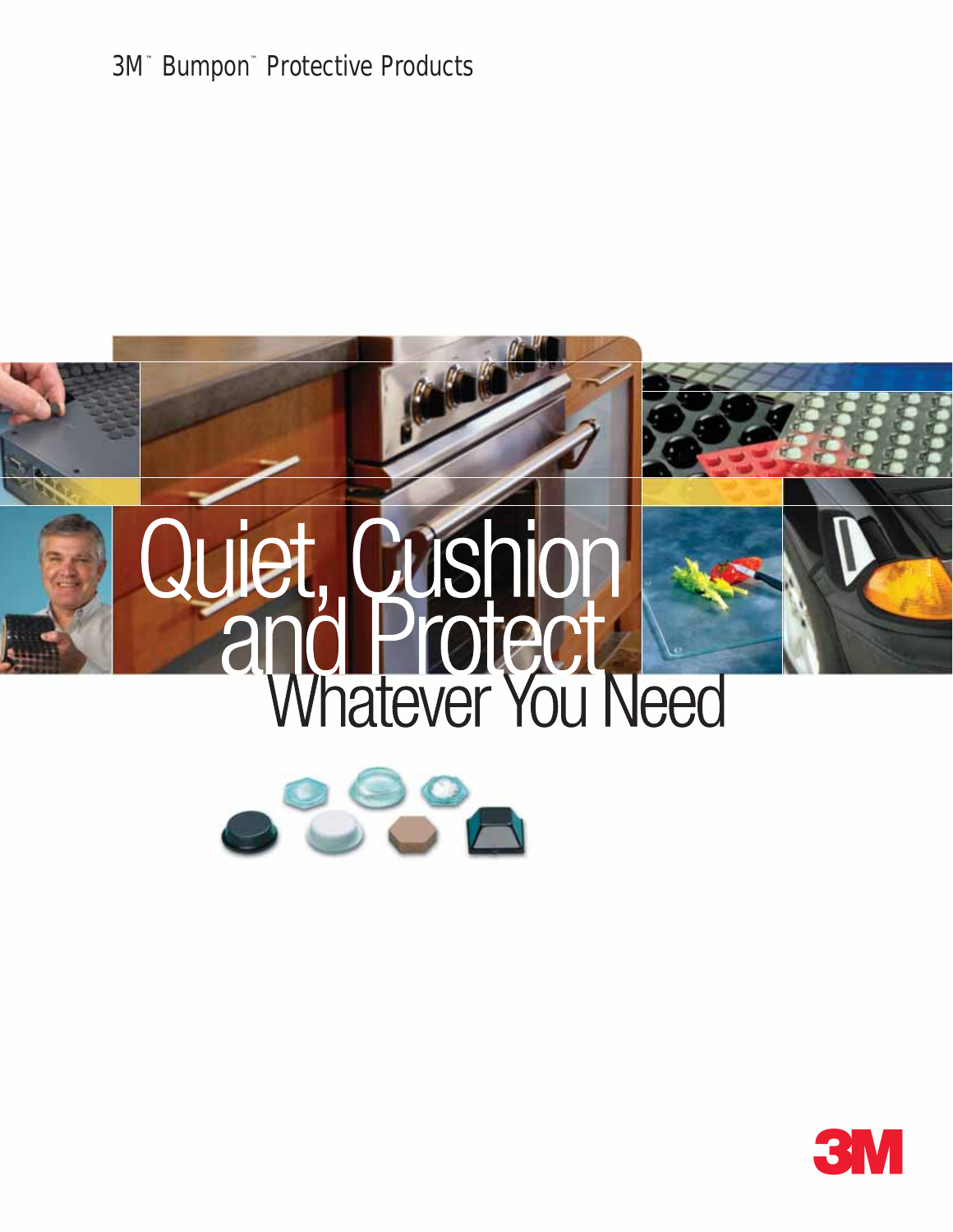3M™ Bumpon™ Protective Products

# Quiet, Cushion and Protect Whatever You Need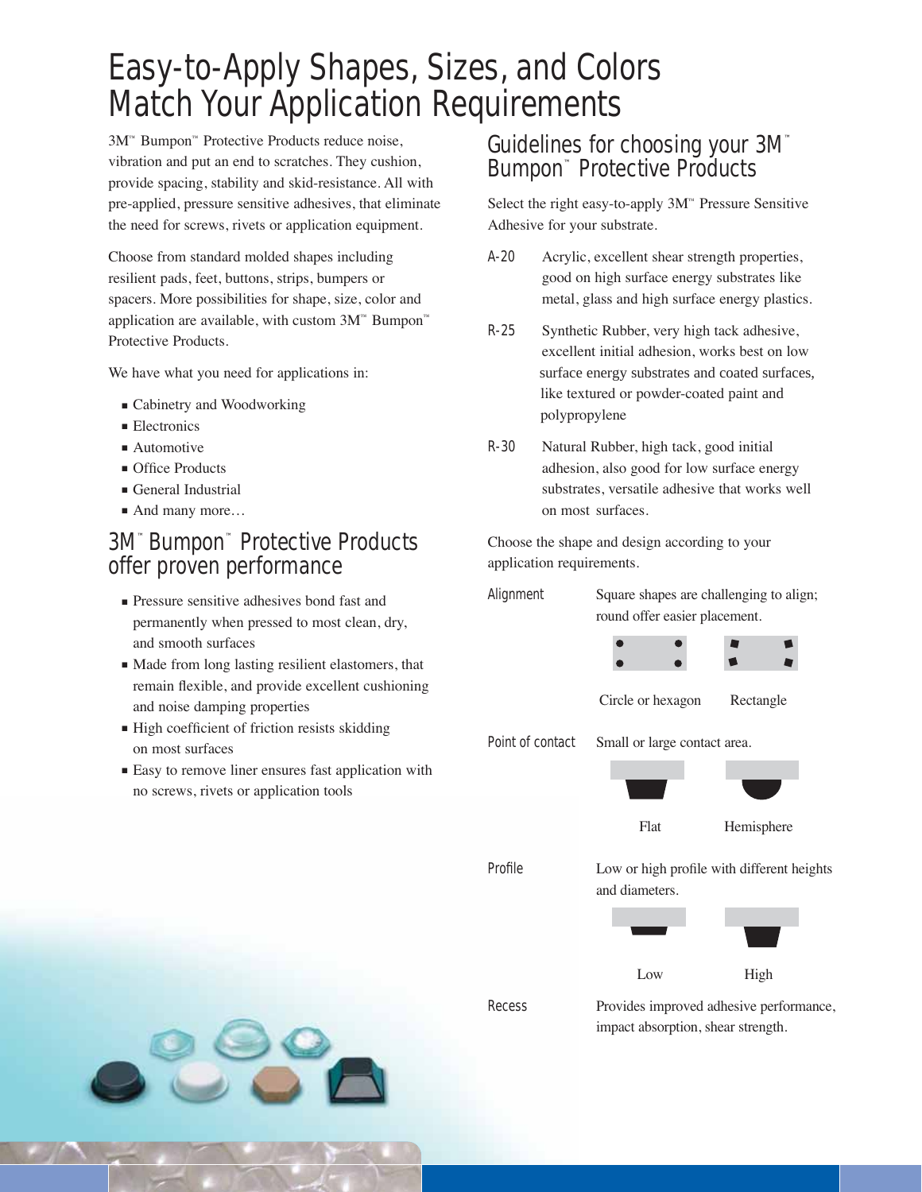# Easy-to-Apply Shapes, Sizes, and Colors Match Your Application Requirements

3M™ Bumpon™ Protective Products reduce noise, vibration and put an end to scratches. They cushion, provide spacing, stability and skid-resistance. All with pre-applied, pressure sensitive adhesives, that eliminate the need for screws, rivets or application equipment.

Choose from standard molded shapes including resilient pads, feet, buttons, strips, bumpers or spacers. More possibilities for shape, size, color and application are available, with custom 3M™ Bumpon™ Protective Products.

We have what you need for applications in:

- Cabinetry and Woodworking
- Electronics
- Automotive
- Office Products
- General Industrial
- And many more…

## 3M™ Bumpon™ Protective Products offer proven performance

- Pressure sensitive adhesives bond fast and permanently when pressed to most clean, dry, and smooth surfaces
- Made from long lasting resilient elastomers, that remain flexible, and provide excellent cushioning and noise damping properties
- High coefficient of friction resists skidding on most surfaces
- Easy to remove liner ensures fast application with no screws, rivets or application tools

## Guidelines for choosing your 3M™ Bumpon™ Protective Products

Select the right easy-to-apply 3M™ Pressure Sensitive Adhesive for your substrate.

**A-20** Acrylic, excellent shear strength properties, good on high surface energy substrates like metal, glass and high surface energy plastics.

**R-25** Synthetic Rubber, very high tack adhesive, excellent initial adhesion, works best on low surface energy substrates and coated surfaces, like textured or powder-coated paint and polypropylene

**R-30** Natural Rubber, high tack, good initial adhesion, also good for low surface energy substrates, versatile adhesive that works well on most surfaces.

Choose the shape and design according to your application requirements.

**Alignment** Square shapes are challenging to align; round offer easier placement.

Circle or hexagon    Rectangle

**Point of contact** Small or large contact area.

Flat    Hemisphere

**Profile** Low or high profile with different heights and diameters.

Low    High

**Recess** Provides improved adhesive performance, impact absorption, shear strength.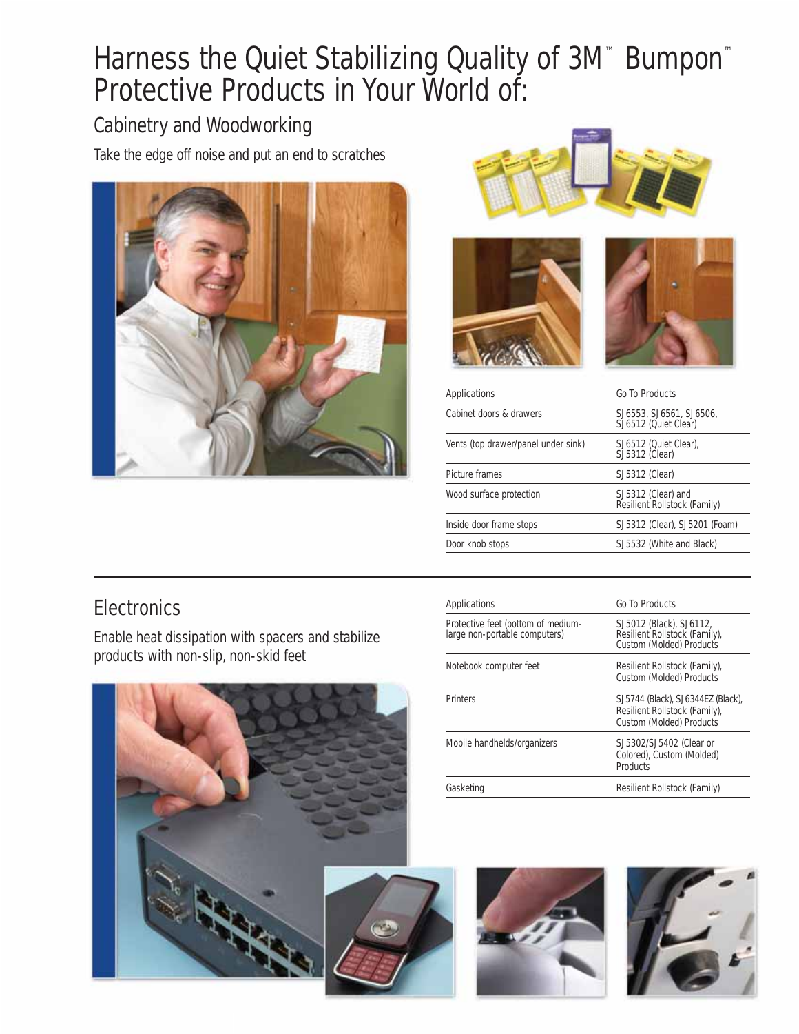# Harness the Quiet Stabilizing Quality of 3M™ Bumpon™ Protective Products in Your World of:

## Cabinetry and Woodworking

Take the edge off noise and put an end to scratches

| Applications | Go To Products |
|---|---|
| Cabinet doors & drawers | SJ6553, SJ6561, SJ6506, SJ6512 (Quiet Clear) |
| Vents (top drawer/panel under sink) | SJ6512 (Quiet Clear), SJ5312 (Clear) |
| Picture frames | SJ5312 (Clear) |
| Wood surface protection | SJ5312 (Clear) and Resilient Rollstock (Family) |
| Inside door frame stops | SJ5312 (Clear), SJ5201 (Foam) |
| Door knob stops | SJ5532 (White and Black) |

## Electronics

Enable heat dissipation with spacers and stabilize products with non-slip, non-skid feet

| Applications | Go To Products |
|---|---|
| Protective feet (bottom of medium-large non-portable computers) | SJ5012 (Black), SJ6112, Resilient Rollstock (Family), Custom (Molded) Products |
| Notebook computer feet | Resilient Rollstock (Family), Custom (Molded) Products |
| Printers | SJ5744 (Black), SJ6344EZ (Black), Resilient Rollstock (Family), Custom (Molded) Products |
| Mobile handhelds/organizers | SJ5302/SJ5402 (Clear or Colored), Custom (Molded) Products |
| Gasketing | Resilient Rollstock (Family) |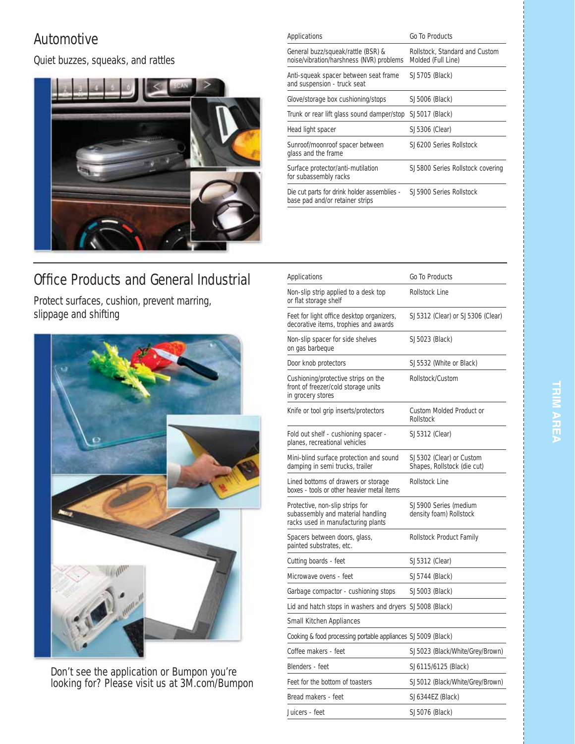## Automotive

### Quiet buzzes, squeaks, and rattles

| Applications | Go To Products |
|---|---|
| General buzz/squeak/rattle (BSR) & noise/vibration/harshness (NVR) problems | Rollstock, Standard and Custom Molded (Full Line) |
| Anti-squeak spacer between seat frame and suspension - truck seat | SJ5705 (Black) |
| Glove/storage box cushioning/stops | SJ5006 (Black) |
| Trunk or rear lift glass sound damper/stop | SJ5017 (Black) |
| Head light spacer | SJ5306 (Clear) |
| Sunroof/moonroof spacer between glass and the frame | SJ6200 Series Rollstock |
| Surface protector/anti-mutilation for subassembly racks | SJ5800 Series Rollstock covering |
| Die cut parts for drink holder assemblies - base pad and/or retainer strips | SJ5900 Series Rollstock |

## Office Products and General Industrial

### Protect surfaces, cushion, prevent marring, slippage and shifting

| Applications | Go To Products |
|---|---|
| Non-slip strip applied to a desk top or flat storage shelf | Rollstock Line |
| Feet for light office desktop organizers, decorative items, trophies and awards | SJ5312 (Clear) or SJ5306 (Clear) |
| Non-slip spacer for side shelves on gas barbeque | SJ5023 (Black) |
| Door knob protectors | SJ5532 (White or Black) |
| Cushioning/protective strips on the front of freezer/cold storage units in grocery stores | Rollstock/Custom |
| Knife or tool grip inserts/protectors | Custom Molded Product or Rollstock |
| Fold out shelf - cushioning spacer - planes, recreational vehicles | SJ5312 (Clear) |
| Mini-blind surface protection and sound damping in semi trucks, trailer | SJ5302 (Clear) or Custom Shapes, Rollstock (die cut) |
| Lined bottoms of drawers or storage boxes - tools or other heavier metal items | Rollstock Line |
| Protective, non-slip strips for subassembly and material handling racks used in manufacturing plants | SJ5900 Series (medium density foam) Rollstock |
| Spacers between doors, glass, painted substrates, etc. | Rollstock Product Family |
| Cutting boards - feet | SJ5312 (Clear) |
| Microwave ovens - feet | SJ5744 (Black) |
| Garbage compactor - cushioning stops | SJ5003 (Black) |
| Lid and hatch stops in washers and dryers | SJ5008 (Black) |
| Small Kitchen Appliances | |
| Cooking & food processing portable appliances | SJ5009 (Black) |
| Coffee makers - feet | SJ5023 (Black/White/Grey/Brown) |
| Blenders - feet | SJ6115/6125 (Black) |
| Feet for the bottom of toasters | SJ5012 (Black/White/Grey/Brown) |
| Bread makers - feet | SJ6344EZ (Black) |
| Juicers - feet | SJ5076 (Black) |

Don't see the application or Bumpon you're looking for? Please visit us at 3M.com/Bumpon

TRIM AREA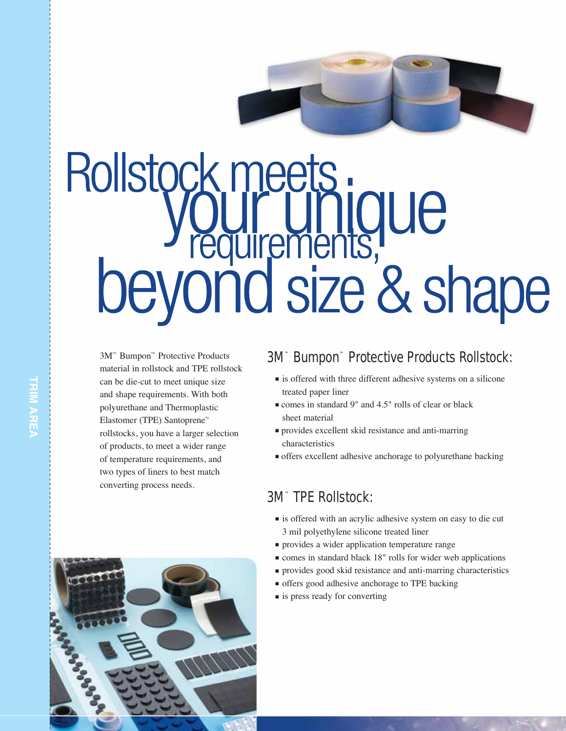# Rollstock meets your unique requirements, beyond size & shape

3M™ Bumpon™ Protective Products material in rollstock and TPE rollstock can be die-cut to meet unique size and shape requirements. With both polyurethane and Thermoplastic Elastomer (TPE) Santoprene™ rollstocks, you have a larger selection of products, to meet a wider range of temperature requirements, and two types of liners to best match converting process needs.

## 3M™ Bumpon™ Protective Products Rollstock:

- is offered with three different adhesive systems on a silicone treated paper liner
- comes in standard 9" and 4.5" rolls of clear or black sheet material
- provides excellent skid resistance and anti-marring characteristics
- offers excellent adhesive anchorage to polyurethane backing

## 3M™ TPE Rollstock:

- is offered with an acrylic adhesive system on easy to die cut 3 mil polyethylene silicone treated liner
- provides a wider application temperature range
- comes in standard black 18" rolls for wider web applications
- provides good skid resistance and anti-marring characteristics
- offers good adhesive anchorage to TPE backing
- is press ready for converting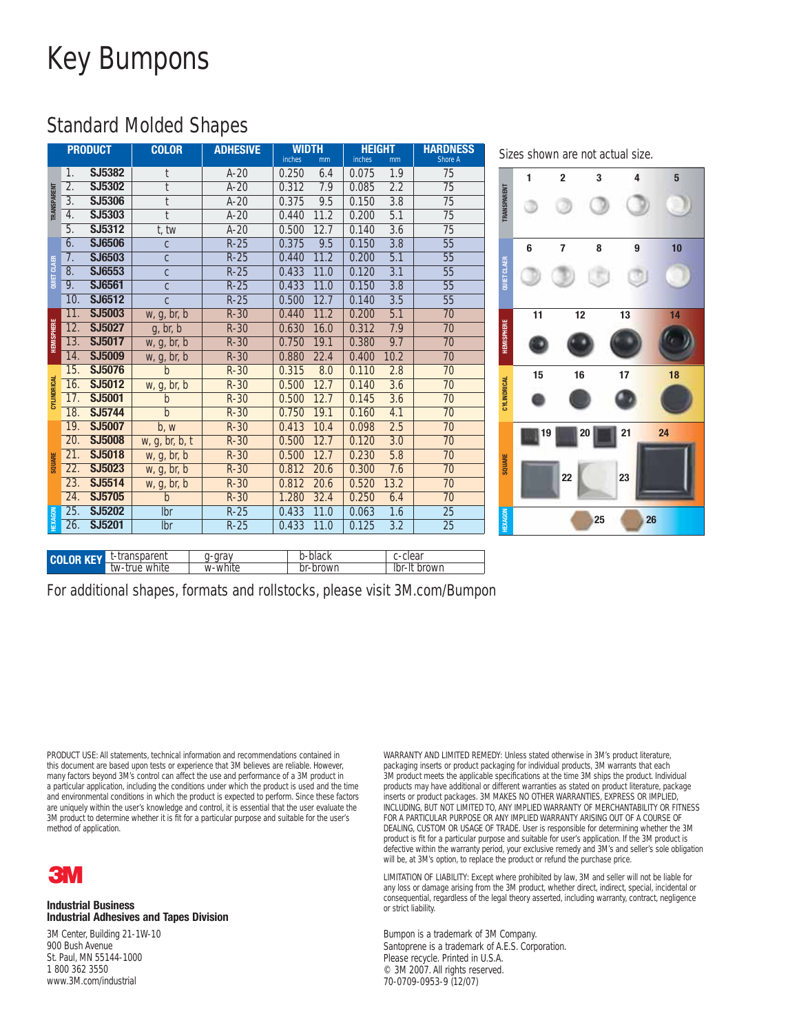# Key Bumpons

## Standard Molded Shapes

| | PRODUCT | | COLOR | ADHESIVE | WIDTH inches | WIDTH mm | HEIGHT inches | HEIGHT mm | HARDNESS Shore A |
|---|---|---|---|---|---|---|---|---|---|
| TRANSPARENT | 1. | SJ5382 | t | A-20 | 0.250 | 6.4 | 0.075 | 1.9 | 75 |
| | 2. | SJ5302 | t | A-20 | 0.312 | 7.9 | 0.085 | 2.2 | 75 |
| | 3. | SJ5306 | t | A-20 | 0.375 | 9.5 | 0.150 | 3.8 | 75 |
| | 4. | SJ5303 | t | A-20 | 0.440 | 11.2 | 0.200 | 5.1 | 75 |
| | 5. | SJ5312 | t, tw | A-20 | 0.500 | 12.7 | 0.140 | 3.6 | 75 |
| QUIET CLAER | 6. | SJ6506 | c | R-25 | 0.375 | 9.5 | 0.150 | 3.8 | 55 |
| | 7. | SJ6503 | c | R-25 | 0.440 | 11.2 | 0.200 | 5.1 | 55 |
| | 8. | SJ6553 | c | R-25 | 0.433 | 11.0 | 0.120 | 3.1 | 55 |
| | 9. | SJ6561 | c | R-25 | 0.433 | 11.0 | 0.150 | 3.8 | 55 |
| | 10. | SJ6512 | c | R-25 | 0.500 | 12.7 | 0.140 | 3.5 | 55 |
| HEMISPHERE | 11. | SJ5003 | w, g, br, b | R-30 | 0.440 | 11.2 | 0.200 | 5.1 | 70 |
| | 12. | SJ5027 | g, br, b | R-30 | 0.630 | 16.0 | 0.312 | 7.9 | 70 |
| | 13. | SJ5017 | w, g, br, b | R-30 | 0.750 | 19.1 | 0.380 | 9.7 | 70 |
| | 14. | SJ5009 | w, g, br, b | R-30 | 0.880 | 22.4 | 0.400 | 10.2 | 70 |
| CYLINDRICAL | 15. | SJ5076 | b | R-30 | 0.315 | 8.0 | 0.110 | 2.8 | 70 |
| | 16. | SJ5012 | w, g, br, b | R-30 | 0.500 | 12.7 | 0.140 | 3.6 | 70 |
| | 17. | SJ5001 | b | R-30 | 0.500 | 12.7 | 0.145 | 3.6 | 70 |
| | 18. | SJ5744 | b | R-30 | 0.750 | 19.1 | 0.160 | 4.1 | 70 |
| SQUARE | 19. | SJ5007 | b, w | R-30 | 0.413 | 10.4 | 0.098 | 2.5 | 70 |
| | 20. | SJ5008 | w, g, br, b, t | R-30 | 0.500 | 12.7 | 0.120 | 3.0 | 70 |
| | 21. | SJ5018 | w, g, br, b | R-30 | 0.500 | 12.7 | 0.230 | 5.8 | 70 |
| | 22. | SJ5023 | w, g, br, b | R-30 | 0.812 | 20.6 | 0.300 | 7.6 | 70 |
| | 23. | SJ5514 | w, g, br, b | R-30 | 0.812 | 20.6 | 0.520 | 13.2 | 70 |
| | 24. | SJ5705 | b | R-30 | 1.280 | 32.4 | 0.250 | 6.4 | 70 |
| HEXAGON | 25. | SJ5202 | lbr | R-25 | 0.433 | 11.0 | 0.063 | 1.6 | 25 |
| | 26. | SJ5201 | lbr | R-25 | 0.433 | 11.0 | 0.125 | 3.2 | 25 |

Sizes shown are not actual size.

TRANSPARENT 1 2 3 4 5

QUIET CLAER 6 7 8 9 10

HEMISPHERE 11 12 13 14

CYLINDRICAL 15 16 17 18

SQUARE 19 20 21 24 22 23

HEXAGON 25 26

| COLOR KEY | | | | |
|---|---|---|---|---|
| | t-transparent | g-gray | b-black | c-clear |
| | tw-true white | w-white | br-brown | lbr-lt brown |

For additional shapes, formats and rollstocks, please visit 3M.com/Bumpon

PRODUCT USE: All statements, technical information and recommendations contained in this document are based upon tests or experience that 3M believes are reliable. However, many factors beyond 3M's control can affect the use and performance of a 3M product in a particular application, including the conditions under which the product is used and the time and environmental conditions in which the product is expected to perform. Since these factors are uniquely within the user's knowledge and control, it is essential that the user evaluate the 3M product to determine whether it is fit for a particular purpose and suitable for the user's method of application.

3M

**Industrial Business**
**Industrial Adhesives and Tapes Division**

3M Center, Building 21-1W-10
900 Bush Avenue
St. Paul, MN 55144-1000
1 800 362 3550
www.3M.com/industrial

WARRANTY AND LIMITED REMEDY: Unless stated otherwise in 3M's product literature, packaging inserts or product packaging for individual products, 3M warrants that each 3M product meets the applicable specifications at the time 3M ships the product. Individual products may have additional or different warranties as stated on product literature, package inserts or product packages. 3M MAKES NO OTHER WARRANTIES, EXPRESS OR IMPLIED, INCLUDING, BUT NOT LIMITED TO, ANY IMPLIED WARRANTY OF MERCHANTABILITY OR FITNESS FOR A PARTICULAR PURPOSE OR ANY IMPLIED WARRANTY ARISING OUT OF A COURSE OF DEALING, CUSTOM OR USAGE OF TRADE. User is responsible for determining whether the 3M product is fit for a particular purpose and suitable for user's application. If the 3M product is defective within the warranty period, your exclusive remedy and 3M's and seller's sole obligation will be, at 3M's option, to replace the product or refund the purchase price.

LIMITATION OF LIABILITY: Except where prohibited by law, 3M and seller will not be liable for any loss or damage arising from the 3M product, whether direct, indirect, special, incidental or consequential, regardless of the legal theory asserted, including warranty, contract, negligence or strict liability.

Bumpon is a trademark of 3M Company.
Santoprene is a trademark of A.E.S. Corporation.
Please recycle. Printed in U.S.A.
© 3M 2007. All rights reserved.
70-0709-0953-9 (12/07)